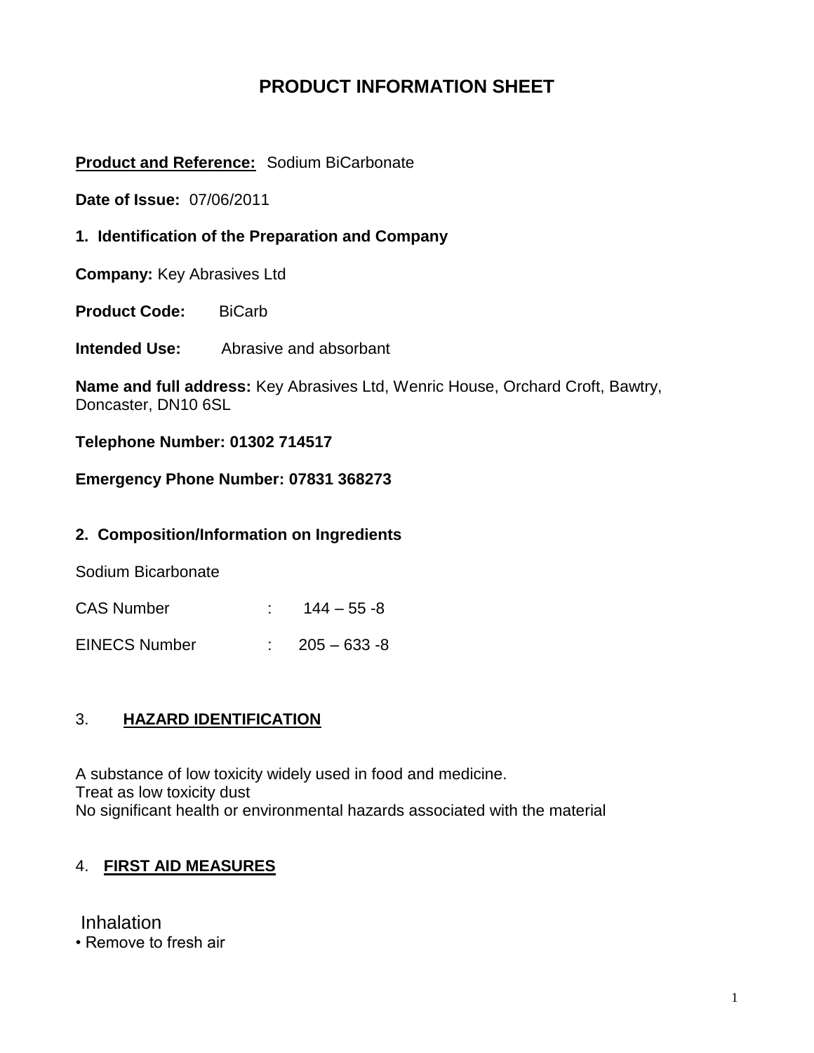# PRODUCT INFORMATION SHEET

**Product and Reference:** Sodium BiCarbonate

**Date of Issue:** 07/06/2011

## 1. Identification of the Preparation and Company

**Company:** Key Abrasives Ltd

**Product Code:** BiCarb

**Intended Use:** Abrasive and absorbant

**Name and full address:** Key Abrasives Ltd, Wenric House, Orchard Croft, Bawtry, Doncaster, DN10 6SL

**Telephone Number: 01302 714517**

**Emergency Phone Number: 07831 368273**

## 2. Composition/Information on Ingredients

Sodium Bicarbonate

CAS Number : 144 – 55 -8

EINECS Number : 205 – 633 -8

## 3. HAZARD IDENTIFICATION

A substance of low toxicity widely used in food and medicine.
Treat as low toxicity dust
No significant health or environmental hazards associated with the material

## 4. FIRST AID MEASURES

Inhalation

- Remove to fresh air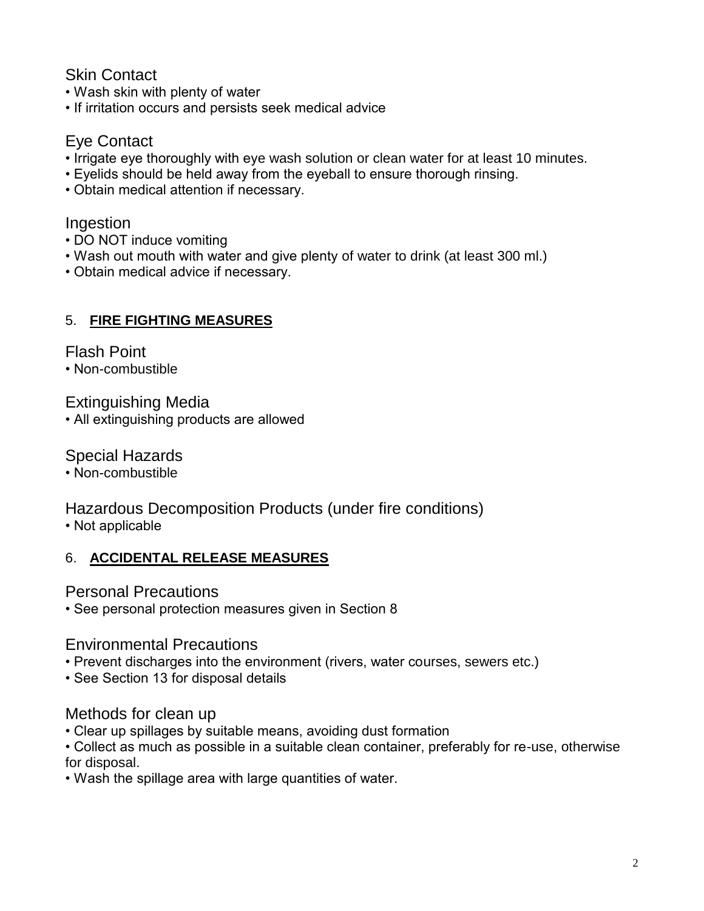### Skin Contact

- Wash skin with plenty of water
- If irritation occurs and persists seek medical advice

### Eye Contact

- Irrigate eye thoroughly with eye wash solution or clean water for at least 10 minutes.
- Eyelids should be held away from the eyeball to ensure thorough rinsing.
- Obtain medical attention if necessary.

### Ingestion

- DO NOT induce vomiting
- Wash out mouth with water and give plenty of water to drink (at least 300 ml.)
- Obtain medical advice if necessary.

## 5. FIRE FIGHTING MEASURES

### Flash Point

- Non-combustible

### Extinguishing Media

- All extinguishing products are allowed

### Special Hazards

- Non-combustible

### Hazardous Decomposition Products (under fire conditions)

- Not applicable

## 6. ACCIDENTAL RELEASE MEASURES

### Personal Precautions

- See personal protection measures given in Section 8

### Environmental Precautions

- Prevent discharges into the environment (rivers, water courses, sewers etc.)
- See Section 13 for disposal details

### Methods for clean up

- Clear up spillages by suitable means, avoiding dust formation
- Collect as much as possible in a suitable clean container, preferably for re-use, otherwise for disposal.
- Wash the spillage area with large quantities of water.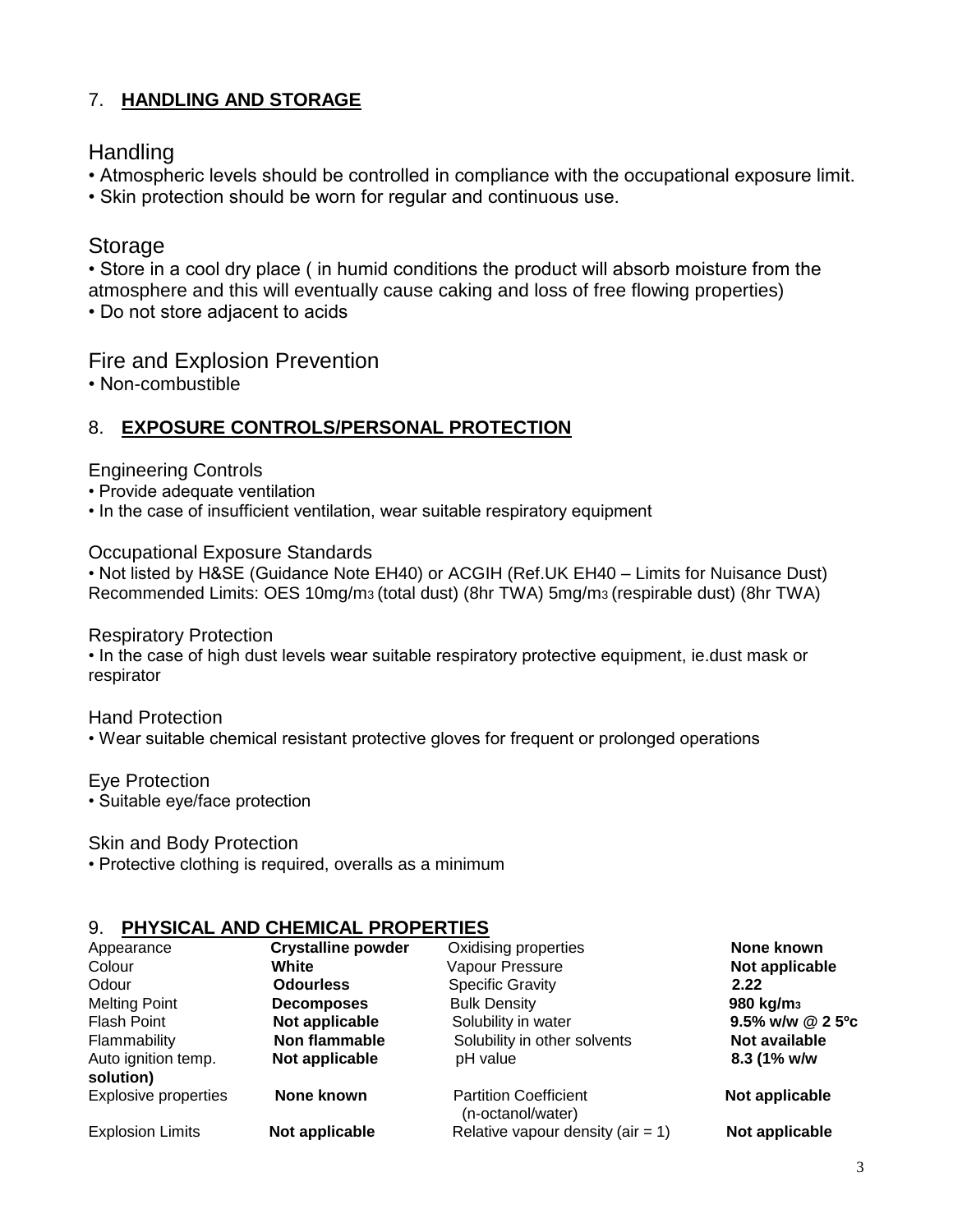## 7. **HANDLING AND STORAGE**

### Handling

- Atmospheric levels should be controlled in compliance with the occupational exposure limit.
- Skin protection should be worn for regular and continuous use.

### Storage

- Store in a cool dry place ( in humid conditions the product will absorb moisture from the atmosphere and this will eventually cause caking and loss of free flowing properties)
- Do not store adjacent to acids

### Fire and Explosion Prevention

- Non-combustible

## 8. **EXPOSURE CONTROLS/PERSONAL PROTECTION**

Engineering Controls

- Provide adequate ventilation
- In the case of insufficient ventilation, wear suitable respiratory equipment

Occupational Exposure Standards

- Not listed by H&SE (Guidance Note EH40) or ACGIH (Ref.UK EH40 – Limits for Nuisance Dust)

Recommended Limits: OES 10mg/$m^3$ (total dust) (8hr TWA) 5mg/$m^3$ (respirable dust) (8hr TWA)

Respiratory Protection

- In the case of high dust levels wear suitable respiratory protective equipment, ie.dust mask or respirator

Hand Protection

- Wear suitable chemical resistant protective gloves for frequent or prolonged operations

Eye Protection

- Suitable eye/face protection

Skin and Body Protection

- Protective clothing is required, overalls as a minimum

## 9. **PHYSICAL AND CHEMICAL PROPERTIES**

| | | | |
|---|---|---|---|
| Appearance | **Crystalline powder** | Oxidising properties | **None known** |
| Colour | **White** | Vapour Pressure | **Not applicable** |
| Odour | **Odourless** | Specific Gravity | **2.22** |
| Melting Point | **Decomposes** | Bulk Density | **980 kg/$m^3$** |
| Flash Point | **Not applicable** | Solubility in water | **9.5% w/w @ 2 5ºc** |
| Flammability | **Non flammable** | Solubility in other solvents | **Not available** |
| Auto ignition temp. | **Not applicable** | pH value | **8.3 (1% w/w solution)** |
| Explosive properties | **None known** | Partition Coefficient (n-octanol/water) | **Not applicable** |
| Explosion Limits | **Not applicable** | Relative vapour density (air = 1) | **Not applicable** |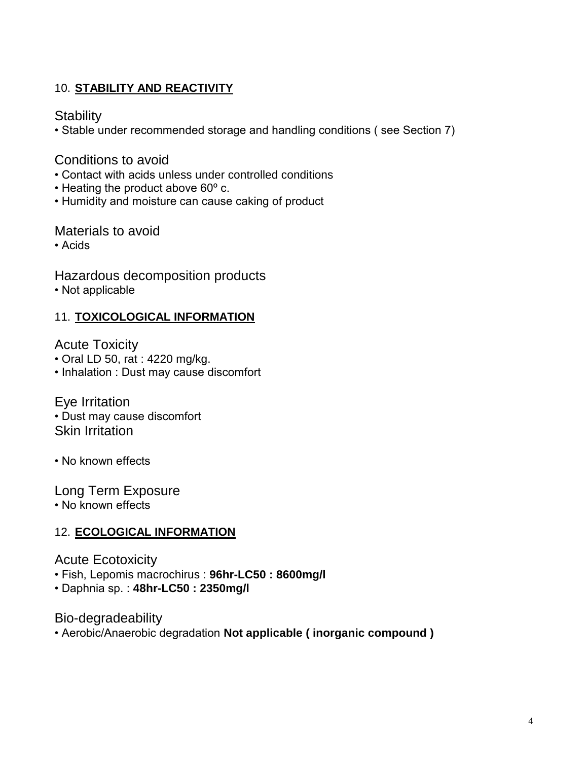## 10. STABILITY AND REACTIVITY

### Stability

- Stable under recommended storage and handling conditions ( see Section 7)

### Conditions to avoid

- Contact with acids unless under controlled conditions
- Heating the product above 60º c.
- Humidity and moisture can cause caking of product

### Materials to avoid

- Acids

### Hazardous decomposition products

- Not applicable

## 11. TOXICOLOGICAL INFORMATION

### Acute Toxicity

- Oral LD 50, rat : 4220 mg/kg.
- Inhalation : Dust may cause discomfort

### Eye Irritation

- Dust may cause discomfort

### Skin Irritation

- No known effects

### Long Term Exposure

- No known effects

## 12. ECOLOGICAL INFORMATION

### Acute Ecotoxicity

- Fish, Lepomis macrochirus : **96hr-LC50 : 8600mg/l**
- Daphnia sp. : **48hr-LC50 : 2350mg/l**

### Bio-degradeability

- Aerobic/Anaerobic degradation **Not applicable ( inorganic compound )**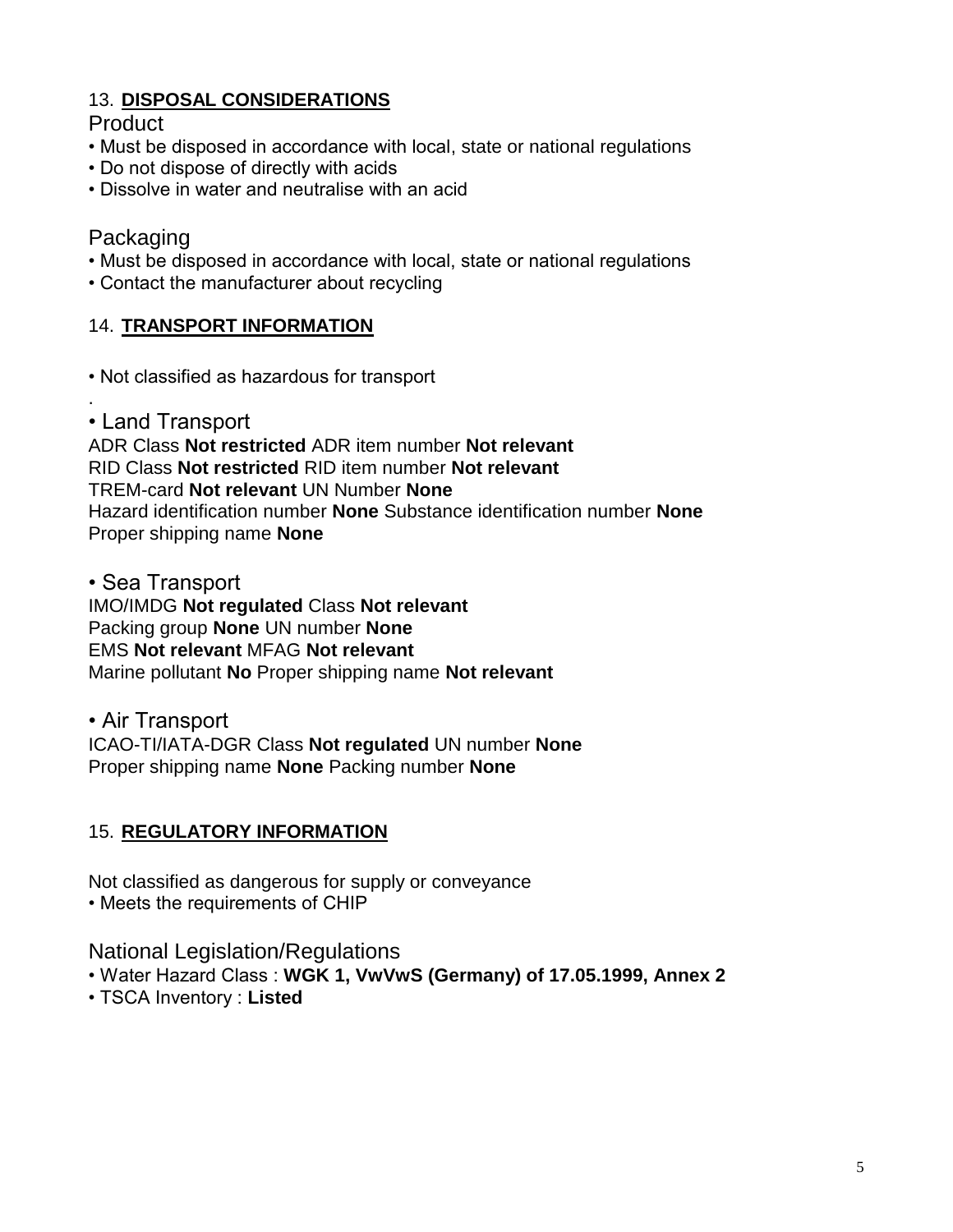## 13. DISPOSAL CONSIDERATIONS

### Product

- Must be disposed in accordance with local, state or national regulations
- Do not dispose of directly with acids
- Dissolve in water and neutralise with an acid

### Packaging

- Must be disposed in accordance with local, state or national regulations
- Contact the manufacturer about recycling

## 14. TRANSPORT INFORMATION

- Not classified as hazardous for transport

.

- Land Transport

ADR Class **Not restricted** ADR item number **Not relevant**
RID Class **Not restricted** RID item number **Not relevant**
TREM-card **Not relevant** UN Number **None**
Hazard identification number **None** Substance identification number **None**
Proper shipping name **None**

- Sea Transport

IMO/IMDG **Not regulated** Class **Not relevant**
Packing group **None** UN number **None**
EMS **Not relevant** MFAG **Not relevant**
Marine pollutant **No** Proper shipping name **Not relevant**

- Air Transport

ICAO-TI/IATA-DGR Class **Not regulated** UN number **None**
Proper shipping name **None** Packing number **None**

## 15. REGULATORY INFORMATION

Not classified as dangerous for supply or conveyance

- Meets the requirements of CHIP

### National Legislation/Regulations

- Water Hazard Class : **WGK 1, VwVwS (Germany) of 17.05.1999, Annex 2**
- TSCA Inventory : **Listed**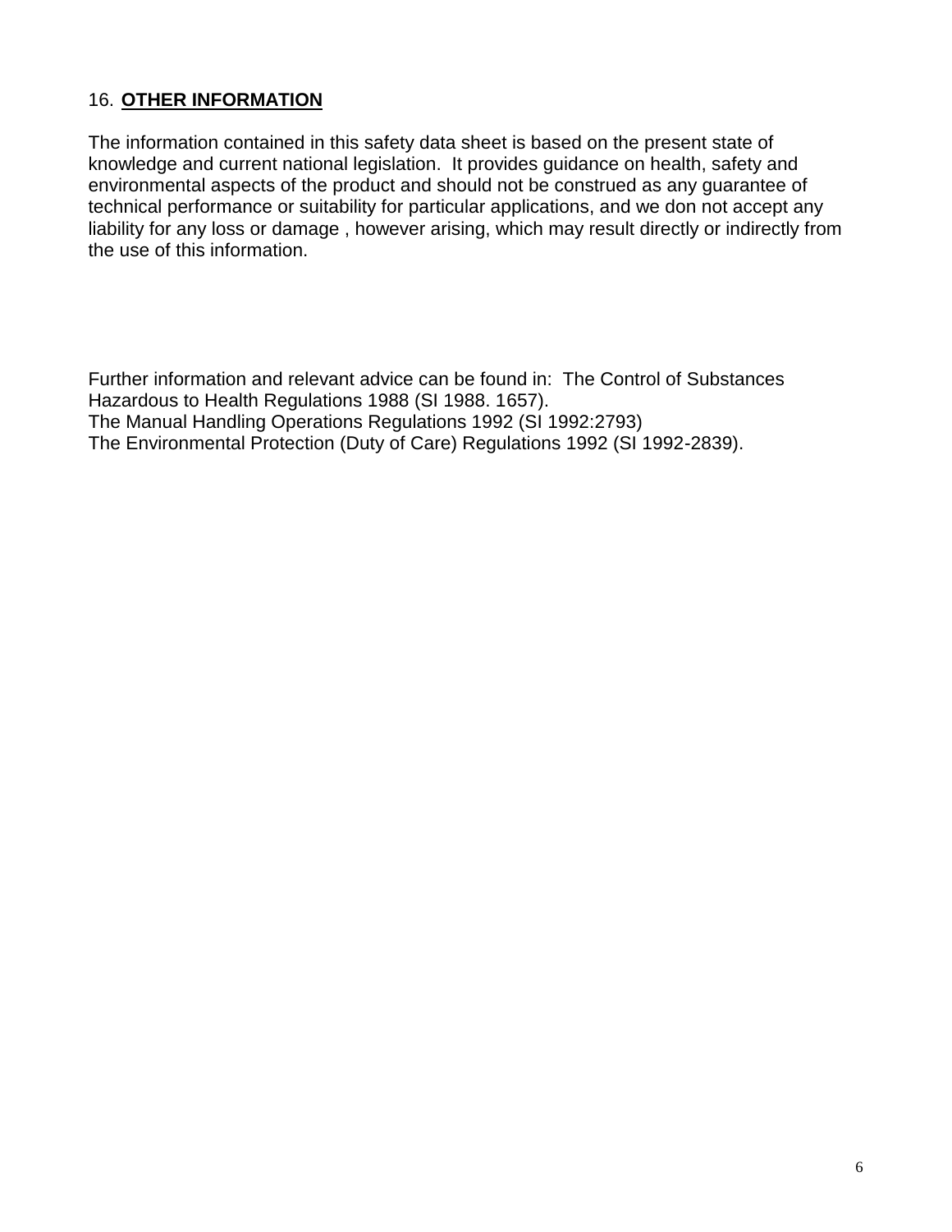## 16. **OTHER INFORMATION**

The information contained in this safety data sheet is based on the present state of knowledge and current national legislation. It provides guidance on health, safety and environmental aspects of the product and should not be construed as any guarantee of technical performance or suitability for particular applications, and we don not accept any liability for any loss or damage , however arising, which may result directly or indirectly from the use of this information.

Further information and relevant advice can be found in: The Control of Substances Hazardous to Health Regulations 1988 (SI 1988. 1657).
The Manual Handling Operations Regulations 1992 (SI 1992:2793)
The Environmental Protection (Duty of Care) Regulations 1992 (SI 1992-2839).